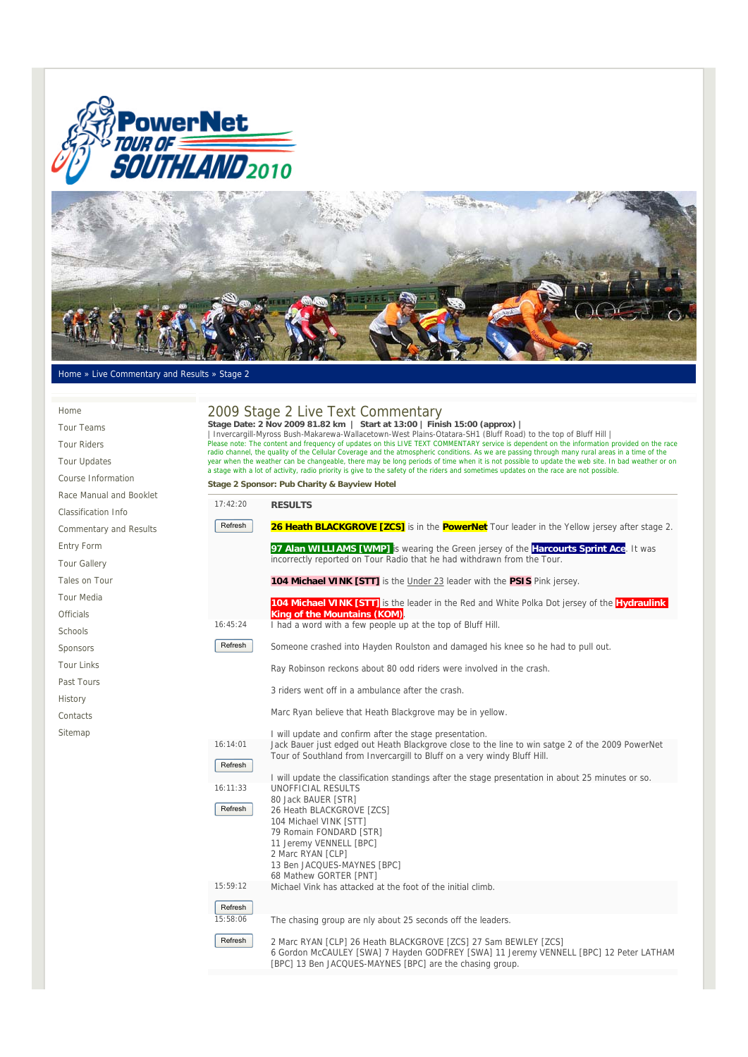Home » Live Commentary and Results » Stage 2

- Home
- Tour Teams
- Tour Riders
- Tour Updates
- Course Information
- Race Manual and Booklet
- Classification Info
- Commentary and Results
- Entry Form
- Tour Gallery
- Tales on Tour
- Tour Media
- Officials
- Schools
- Sponsors
- Tour Links
- Past Tours
- History
- Contacts
- Sitemap

# 2009 Stage 2 Live Text Commentary

**Stage Date: 2 Nov 2009 81.82 km | Start at 13:00 | Finish 15:00 (approx) |**

| Invercargill-Myross Bush-Makarewa-Wallacetown-West Plains-Otatara-SH1 (Bluff Road) to the top of Bluff Hill |

Please note: The content and frequency of updates on this LIVE TEXT COMMENTARY service is dependent on the information provided on the race radio channel, the quality of the Cellular Coverage and the atmospheric conditions. As we are passing through many rural areas in a time of the year when the weather can be changeable, there may be long periods of time when it is not possible to update the web site. In bad weather or on a stage with a lot of activity, radio priority is give to the safety of the riders and sometimes updates on the race are not possible.

**Stage 2 Sponsor: Pub Charity & Bayview Hotel**

| Time | Commentary |
|---|---|
| 17:42:20 | **RESULTS**<br><br>**26 Heath BLACKGROVE [ZCS]** is in the **PowerNet** Tour leader in the Yellow jersey after stage 2.<br><br>**97 Alan WILLIAMS [WMP]** is wearing the Green jersey of the **Harcourts Sprint Ace**. It was incorrectly reported on Tour Radio that he had withdrawn from the Tour.<br><br>**104 Michael VINK [STT]** is the Under 23 leader with the **PSIS** Pink jersey.<br><br>**104 Michael VINK [STT]** is the leader in the Red and White Polka Dot jersey of the **Hydraulink King of the Mountains (KOM)**. |
| 16:45:24 | I had a word with a few people up at the top of Bluff Hill.<br><br>Someone crashed into Hayden Roulston and damaged his knee so he had to pull out.<br><br>Ray Robinson reckons about 80 odd riders were involved in the crash.<br><br>3 riders went off in a ambulance after the crash.<br><br>Marc Ryan believe that Heath Blackgrove may be in yellow.<br><br>I will update and confirm after the stage presentation. |
| 16:14:01 | Jack Bauer just edged out Heath Blackgrove close to the line to win satge 2 of the 2009 PowerNet Tour of Southland from Invercargill to Bluff on a very windy Bluff Hill.<br><br>I will update the classification standings after the stage presentation in about 25 minutes or so. |
| 16:11:33 | UNOFFICIAL RESULTS<br>80 Jack BAUER [STR]<br>26 Heath BLACKGROVE [ZCS]<br>104 Michael VINK [STT]<br>79 Romain FONDARD [STR]<br>11 Jeremy VENNELL [BPC]<br>2 Marc RYAN [CLP]<br>13 Ben JACQUES-MAYNES [BPC]<br>68 Mathew GORTER [PNT] |
| 15:59:12 | Michael Vink has attacked at the foot of the initial climb. |
| 15:58:06 | The chasing group are nly about 25 seconds off the leaders.<br><br>2 Marc RYAN [CLP] 26 Heath BLACKGROVE [ZCS] 27 Sam BEWLEY [ZCS] 6 Gordon McCAULEY [SWA] 7 Hayden GODFREY [SWA] 11 Jeremy VENNELL [BPC] 12 Peter LATHAM [BPC] 13 Ben JACQUES-MAYNES [BPC] are the chasing group. |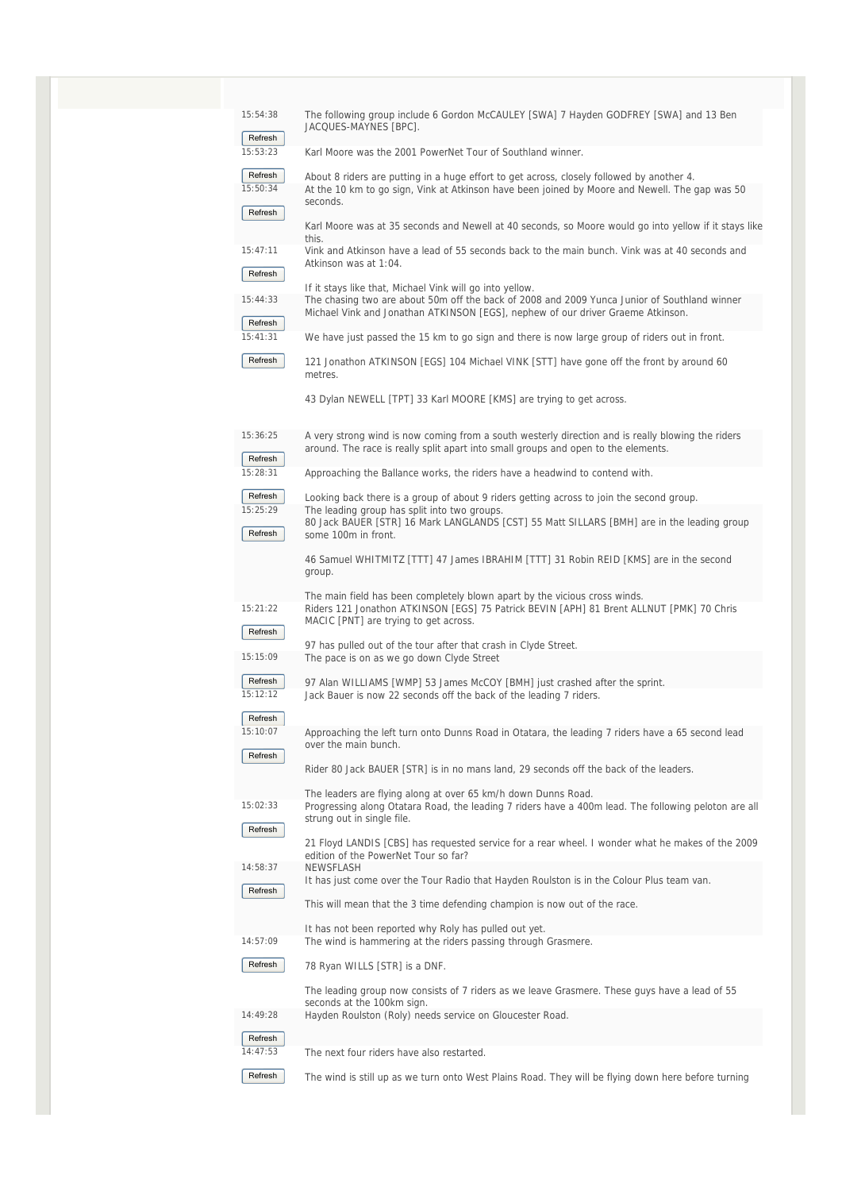15:54:38

The following group include 6 Gordon McCAULEY [SWA] 7 Hayden GODFREY [SWA] and 13 Ben JACQUES-MAYNES [BPC].

15:53:23

Karl Moore was the 2001 PowerNet Tour of Southland winner.

About 8 riders are putting in a huge effort to get across, closely followed by another 4.

15:50:34

At the 10 km to go sign, Vink at Atkinson have been joined by Moore and Newell. The gap was 50 seconds.

Karl Moore was at 35 seconds and Newell at 40 seconds, so Moore would go into yellow if it stays like this.

15:47:11

Vink and Atkinson have a lead of 55 seconds back to the main bunch. Vink was at 40 seconds and Atkinson was at 1:04.

If it stays like that, Michael Vink will go into yellow.

15:44:33

The chasing two are about 50m off the back of 2008 and 2009 Yunca Junior of Southland winner Michael Vink and Jonathan ATKINSON [EGS], nephew of our driver Graeme Atkinson.

15:41:31

We have just passed the 15 km to go sign and there is now large group of riders out in front.

121 Jonathon ATKINSON [EGS] 104 Michael VINK [STT] have gone off the front by around 60 metres.

43 Dylan NEWELL [TPT] 33 Karl MOORE [KMS] are trying to get across.

15:36:25

A very strong wind is now coming from a south westerly direction and is really blowing the riders around. The race is really split apart into small groups and open to the elements.

15:28:31

Approaching the Ballance works, the riders have a headwind to contend with.

Looking back there is a group of about 9 riders getting across to join the second group.

15:25:29

The leading group has split into two groups.
80 Jack BAUER [STR] 16 Mark LANGLANDS [CST] 55 Matt SILLARS [BMH] are in the leading group some 100m in front.

46 Samuel WHITMITZ [TTT] 47 James IBRAHIM [TTT] 31 Robin REID [KMS] are in the second group.

The main field has been completely blown apart by the vicious cross winds.

15:21:22

Riders 121 Jonathon ATKINSON [EGS] 75 Patrick BEVIN [APH] 81 Brent ALLNUT [PMK] 70 Chris MACIC [PNT] are trying to get across.

97 has pulled out of the tour after that crash in Clyde Street.

15:15:09

The pace is on as we go down Clyde Street

97 Alan WILLIAMS [WMP] 53 James McCOY [BMH] just crashed after the sprint.

15:12:12

Jack Bauer is now 22 seconds off the back of the leading 7 riders.

15:10:07

Approaching the left turn onto Dunns Road in Otatara, the leading 7 riders have a 65 second lead over the main bunch.

Rider 80 Jack BAUER [STR] is in no mans land, 29 seconds off the back of the leaders.

The leaders are flying along at over 65 km/h down Dunns Road.

15:02:33

Progressing along Otatara Road, the leading 7 riders have a 400m lead. The following peloton are all strung out in single file.

21 Floyd LANDIS [CBS] has requested service for a rear wheel. I wonder what he makes of the 2009 edition of the PowerNet Tour so far?

14:58:37

NEWSFLASH
It has just come over the Tour Radio that Hayden Roulston is in the Colour Plus team van.

This will mean that the 3 time defending champion is now out of the race.

It has not been reported why Roly has pulled out yet.

14:57:09

The wind is hammering at the riders passing through Grasmere.

78 Ryan WILLS [STR] is a DNF.

The leading group now consists of 7 riders as we leave Grasmere. These guys have a lead of 55 seconds at the 100km sign.

14:49:28

Hayden Roulston (Roly) needs service on Gloucester Road.

14:47:53

The next four riders have also restarted.

The wind is still up as we turn onto West Plains Road. They will be flying down here before turning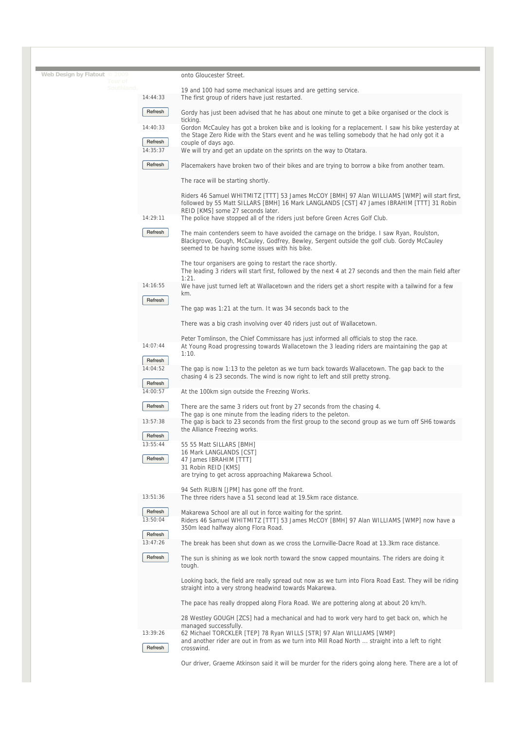Web Design by Flatout © 2009 Tour of Southland

onto Gloucester Street.

19 and 100 had some mechanical issues and are getting service.

14:44:33

The first group of riders have just restarted.

Gordy has just been advised that he has about one minute to get a bike organised or the clock is ticking.

14:40:33

Gordon McCauley has got a broken bike and is looking for a replacement. I saw his bike yesterday at the Stage Zero Ride with the Stars event and he was telling somebody that he had only got it a couple of days ago.

14:35:37

We will try and get an update on the sprints on the way to Otatara.

Placemakers have broken two of their bikes and are trying to borrow a bike from another team.

The race will be starting shortly.

Riders 46 Samuel WHITMITZ [TTT] 53 James McCOY [BMH] 97 Alan WILLIAMS [WMP] will start first, followed by 55 Matt SILLARS [BMH] 16 Mark LANGLANDS [CST] 47 James IBRAHIM [TTT] 31 Robin REID [KMS] some 27 seconds later.

14:29:11

The police have stopped all of the riders just before Green Acres Golf Club.

The main contenders seem to have avoided the carnage on the bridge. I saw Ryan, Roulston, Blackgrove, Gough, McCauley, Godfrey, Bewley, Sergent outside the golf club. Gordy McCauley seemed to be having some issues with his bike.

The tour organisers are going to restart the race shortly.
The leading 3 riders will start first, followed by the next 4 at 27 seconds and then the main field after 1:21.

14:16:55

We have just turned left at Wallacetown and the riders get a short respite with a tailwind for a few km.

The gap was 1:21 at the turn. It was 34 seconds back to the

There was a big crash involving over 40 riders just out of Wallacetown.

Peter Tomlinson, the Chief Commissare has just informed all officials to stop the race.

14:07:44

At Young Road progressing towards Wallacetown the 3 leading riders are maintaining the gap at 1:10.

14:04:52

The gap is now 1:13 to the peleton as we turn back towards Wallacetown. The gap back to the chasing 4 is 23 seconds. The wind is now right to left and still pretty strong.

14:00:57

At the 100km sign outside the Freezing Works.

There are the same 3 riders out front by 27 seconds from the chasing 4.
The gap is one minute from the leading riders to the peleton.

13:57:38

The gap is back to 23 seconds from the first group to the second group as we turn off SH6 towards the Alliance Freezing works.

13:55:44

55 55 Matt SILLARS [BMH]
16 Mark LANGLANDS [CST]
47 James IBRAHIM [TTT]
31 Robin REID [KMS]
are trying to get across approaching Makarewa School.

94 Seth RUBIN [JPM] has gone off the front.

13:51:36

The three riders have a 51 second lead at 19.5km race distance.

Makarewa School are all out in force waiting for the sprint.

13:50:04

Riders 46 Samuel WHITMITZ [TTT] 53 James McCOY [BMH] 97 Alan WILLIAMS [WMP] now have a 350m lead halfway along Flora Road.

13:47:26

The break has been shut down as we cross the Lornville-Dacre Road at 13.3km race distance.

The sun is shining as we look north toward the snow capped mountains. The riders are doing it tough.

Looking back, the field are really spread out now as we turn into Flora Road East. They will be riding straight into a very strong headwind towards Makarewa.

The pace has really dropped along Flora Road. We are pottering along at about 20 km/h.

28 Westley GOUGH [ZCS] had a mechanical and had to work very hard to get back on, which he managed successfully.

13:39:26

62 Michael TORCKLER [TEP] 78 Ryan WILLS [STR] 97 Alan WILLIAMS [WMP] and another rider are out in from as we turn into Mill Road North ... straight into a left to right crosswind.

Our driver, Graeme Atkinson said it will be murder for the riders going along here. There are a lot of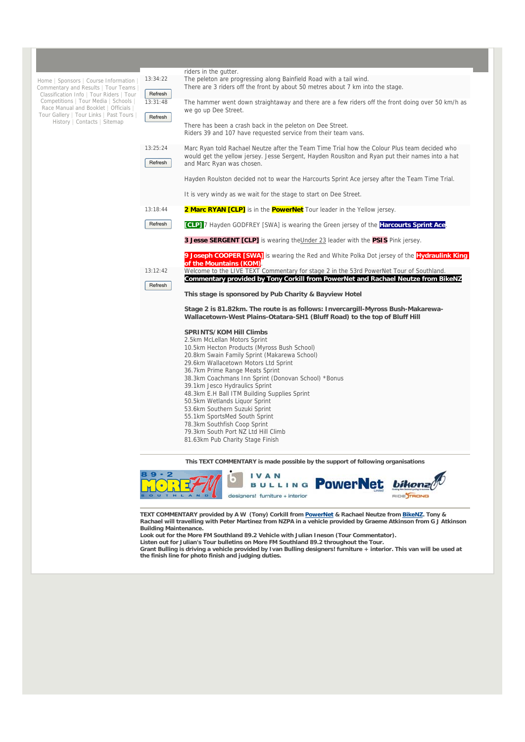Home | Sponsors | Course Information | Commentary and Results | Tour Teams | Classification Info | Tour Riders | Tour Competitions | Tour Media | Schools | Race Manual and Booklet | Officials | Tour Gallery | Tour Links | Past Tours | History | Contacts | Sitemap

| | |
|---|---|
| | riders in the gutter. |
| 13:34:22 | The peleton are progressing along Bainfield Road with a tail wind.<br>There are 3 riders off the front by about 50 metres about 7 km into the stage. |
| 13:31:48 | The hammer went down straightaway and there are a few riders off the front doing over 50 km/h as we go up Dee Street.<br><br>There has been a crash back in the peleton on Dee Street.<br>Riders 39 and 107 have requested service from their team vans. |
| 13:25:24 | Marc Ryan told Rachael Neutze after the Team Time Trial how the Colour Plus team decided who would get the yellow jersey. Jesse Sergent, Hayden Rouslton and Ryan put their names into a hat and Marc Ryan was chosen.<br><br>Hayden Roulston decided not to wear the Harcourts Sprint Ace jersey after the Team Time Trial.<br><br>It is very windy as we wait for the stage to start on Dee Street. |
| 13:18:44 | **2 Marc RYAN [CLP]** is in the **PowerNet** Tour leader in the Yellow jersey.<br><br>**[CLP]** 7 Hayden GODFREY [SWA] is wearing the Green jersey of the **Harcourts Sprint Ace**<br><br>**3 Jesse SERGENT [CLP]** is wearing the Under 23 leader with the **PSIS** Pink jersey.<br><br>**9 Joseph COOPER [SWA]** is wearing the Red and White Polka Dot jersey of the **Hydraulink King of the Mountains (KOM)**. |
| 13:12:42 | Welcome to the LIVE TEXT Commentary for stage 2 in the 53rd PowerNet Tour of Southland.<br>**Commentary provided by Tony Corkill from PowerNet and Rachael Neutze from BikeNZ**<br><br>**This stage is sponsored by Pub Charity & Bayview Hotel**<br><br>**Stage 2 is 81.82km. The route is as follows: Invercargill-Myross Bush-Makarewa-Wallacetown-West Plains-Otatara-SH1 (Bluff Road) to the top of Bluff Hill**<br><br>**SPRINTS/KOM Hill Climbs**<br>2.5km McLellan Motors Sprint<br>10.5km Hecton Products (Myross Bush School)<br>20.8km Swain Family Sprint (Makarewa School)<br>29.6km Wallacetown Motors Ltd Sprint<br>36.7km Prime Range Meats Sprint<br>38.3km Coachmans Inn Sprint (Donovan School) *Bonus<br>39.1km Jesco Hydraulics Sprint<br>48.3km E.H Ball ITM Building Supplies Sprint<br>50.5km Wetlands Liquor Sprint<br>53.6km Southern Suzuki Sprint<br>55.1km SportsMed South Sprint<br>78.3km Southfish Coop Sprint<br>79.3km South Port NZ Ltd Hill Climb<br>81.63km Pub Charity Stage Finish |

**This TEXT COMMENTARY is made possible by the support of following organisations**

**TEXT COMMENTARY provided by A W (Tony) Corkill from PowerNet & Rachael Neutze from BikeNZ. Tony & Rachael will travelling with Peter Martinez from NZPA in a vehicle provided by Graeme Atkinson from G J Atkinson Building Maintenance.**
**Look out for the More FM Southland 89.2 Vehicle with Julian Ineson (Tour Commentator).**
**Listen out for Julian's Tour bulletins on More FM Southland 89.2 throughout the Tour.**
**Grant Bulling is driving a vehicle provided by Ivan Bulling designers! furniture + interior. This van will be used at the finish line for photo finish and judging duties.**